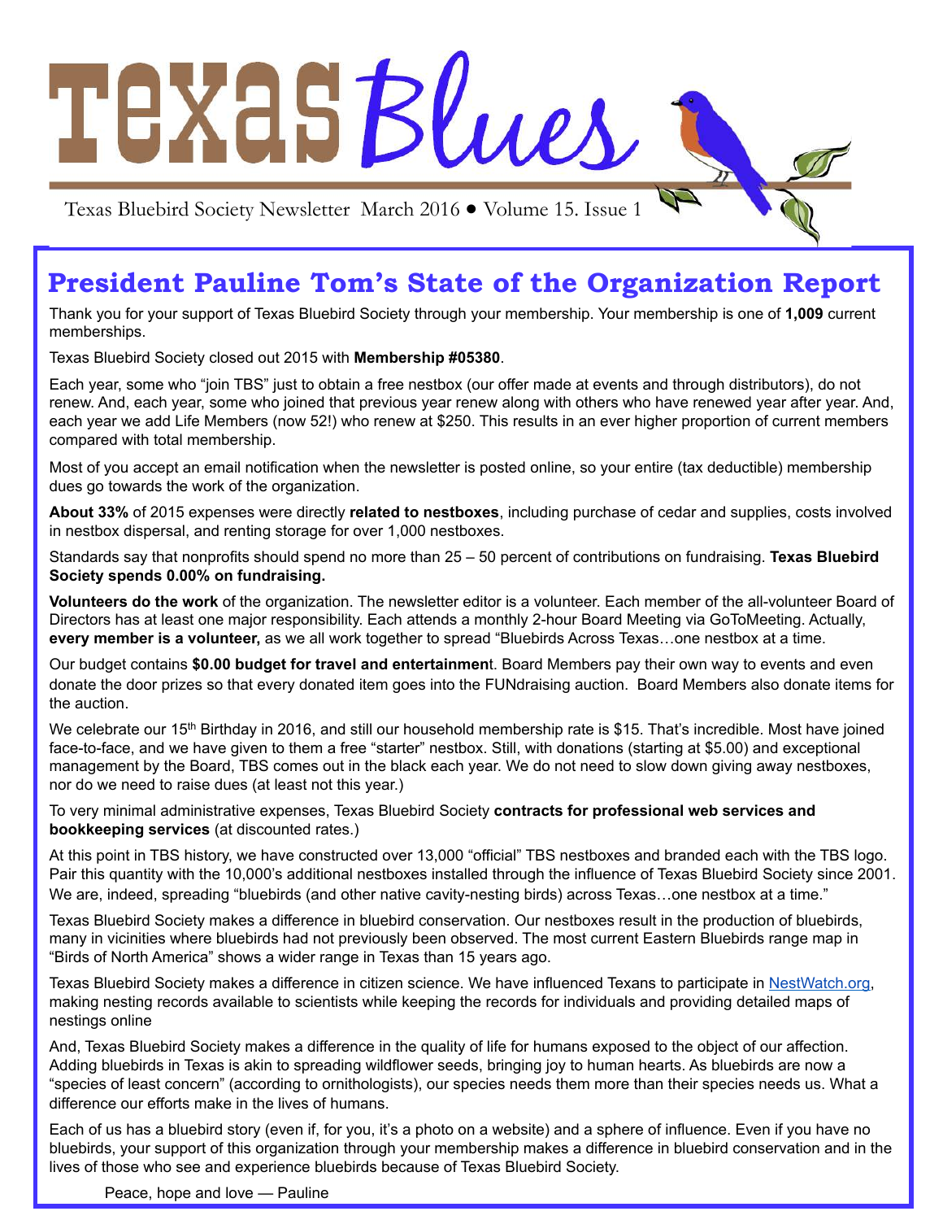# Texas Blues

Texas Bluebird Society Newsletter March 2016 • Volume 15. Issue 1

## President Pauline Tom's State of the Organization Report

Thank you for your support of Texas Bluebird Society through your membership. Your membership is one of **1,009** current memberships.

Texas Bluebird Society closed out 2015 with **Membership #05380**.

Each year, some who "join TBS" just to obtain a free nestbox (our offer made at events and through distributors), do not renew. And, each year, some who joined that previous year renew along with others who have renewed year after year. And, each year we add Life Members (now 52!) who renew at $250. This results in an ever higher proportion of current members compared with total membership.

Most of you accept an email notification when the newsletter is posted online, so your entire (tax deductible) membership dues go towards the work of the organization.

**About 33%** of 2015 expenses were directly **related to nestboxes**, including purchase of cedar and supplies, costs involved in nestbox dispersal, and renting storage for over 1,000 nestboxes.

Standards say that nonprofits should spend no more than 25 – 50 percent of contributions on fundraising. **Texas Bluebird Society spends 0.00% on fundraising.**

**Volunteers do the work** of the organization. The newsletter editor is a volunteer. Each member of the all-volunteer Board of Directors has at least one major responsibility. Each attends a monthly 2-hour Board Meeting via GoToMeeting. Actually, **every member is a volunteer,** as we all work together to spread "Bluebirds Across Texas…one nestbox at a time.

Our budget contains **$0.00 budget for travel and entertainment**. Board Members pay their own way to events and even donate the door prizes so that every donated item goes into the FUNdraising auction. Board Members also donate items for the auction.

We celebrate our 15th Birthday in 2016, and still our household membership rate is $15. That's incredible. Most have joined face-to-face, and we have given to them a free "starter" nestbox. Still, with donations (starting at $5.00) and exceptional management by the Board, TBS comes out in the black each year. We do not need to slow down giving away nestboxes, nor do we need to raise dues (at least not this year.)

To very minimal administrative expenses, Texas Bluebird Society **contracts for professional web services and bookkeeping services** (at discounted rates.)

At this point in TBS history, we have constructed over 13,000 "official" TBS nestboxes and branded each with the TBS logo. Pair this quantity with the 10,000's additional nestboxes installed through the influence of Texas Bluebird Society since 2001. We are, indeed, spreading "bluebirds (and other native cavity-nesting birds) across Texas…one nestbox at a time."

Texas Bluebird Society makes a difference in bluebird conservation. Our nestboxes result in the production of bluebirds, many in vicinities where bluebirds had not previously been observed. The most current Eastern Bluebirds range map in "Birds of North America" shows a wider range in Texas than 15 years ago.

Texas Bluebird Society makes a difference in citizen science. We have influenced Texans to participate in NestWatch.org, making nesting records available to scientists while keeping the records for individuals and providing detailed maps of nestings online

And, Texas Bluebird Society makes a difference in the quality of life for humans exposed to the object of our affection. Adding bluebirds in Texas is akin to spreading wildflower seeds, bringing joy to human hearts. As bluebirds are now a "species of least concern" (according to ornithologists), our species needs them more than their species needs us. What a difference our efforts make in the lives of humans.

Each of us has a bluebird story (even if, for you, it's a photo on a website) and a sphere of influence. Even if you have no bluebirds, your support of this organization through your membership makes a difference in bluebird conservation and in the lives of those who see and experience bluebirds because of Texas Bluebird Society.

Peace, hope and love — Pauline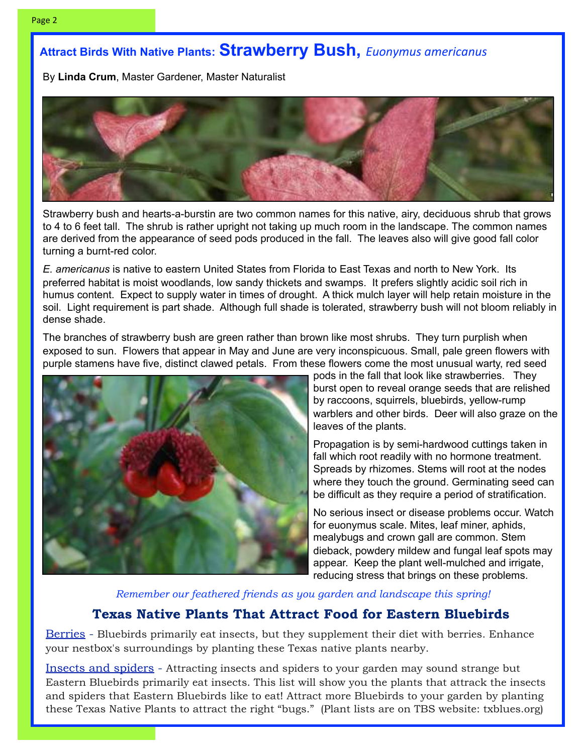## Attract Birds With Native Plants: Strawberry Bush, *Euonymus americanus*

By **Linda Crum**, Master Gardener, Master Naturalist

Strawberry bush and hearts-a-burstin are two common names for this native, airy, deciduous shrub that grows to 4 to 6 feet tall. The shrub is rather upright not taking up much room in the landscape. The common names are derived from the appearance of seed pods produced in the fall. The leaves also will give good fall color turning a burnt-red color.

*E. americanus* is native to eastern United States from Florida to East Texas and north to New York. Its preferred habitat is moist woodlands, low sandy thickets and swamps. It prefers slightly acidic soil rich in humus content. Expect to supply water in times of drought. A thick mulch layer will help retain moisture in the soil. Light requirement is part shade. Although full shade is tolerated, strawberry bush will not bloom reliably in dense shade.

The branches of strawberry bush are green rather than brown like most shrubs. They turn purplish when exposed to sun. Flowers that appear in May and June are very inconspicuous. Small, pale green flowers with purple stamens have five, distinct clawed petals. From these flowers come the most unusual warty, red seed pods in the fall that look like strawberries. They burst open to reveal orange seeds that are relished by raccoons, squirrels, bluebirds, yellow-rump warblers and other birds. Deer will also graze on the leaves of the plants.

Propagation is by semi-hardwood cuttings taken in fall which root readily with no hormone treatment. Spreads by rhizomes. Stems will root at the nodes where they touch the ground. Germinating seed can be difficult as they require a period of stratification.

No serious insect or disease problems occur. Watch for euonymus scale. Mites, leaf miner, aphids, mealybugs and crown gall are common. Stem dieback, powdery mildew and fungal leaf spots may appear. Keep the plant well-mulched and irrigate, reducing stress that brings on these problems.

*Remember our feathered friends as you garden and landscape this spring!*

### Texas Native Plants That Attract Food for Eastern Bluebirds

Berries - Bluebirds primarily eat insects, but they supplement their diet with berries. Enhance your nestbox's surroundings by planting these Texas native plants nearby.

Insects and spiders - Attracting insects and spiders to your garden may sound strange but Eastern Bluebirds primarily eat insects. This list will show you the plants that attrack the insects and spiders that Eastern Bluebirds like to eat! Attract more Bluebirds to your garden by planting these Texas Native Plants to attract the right "bugs." (Plant lists are on TBS website: txblues.org)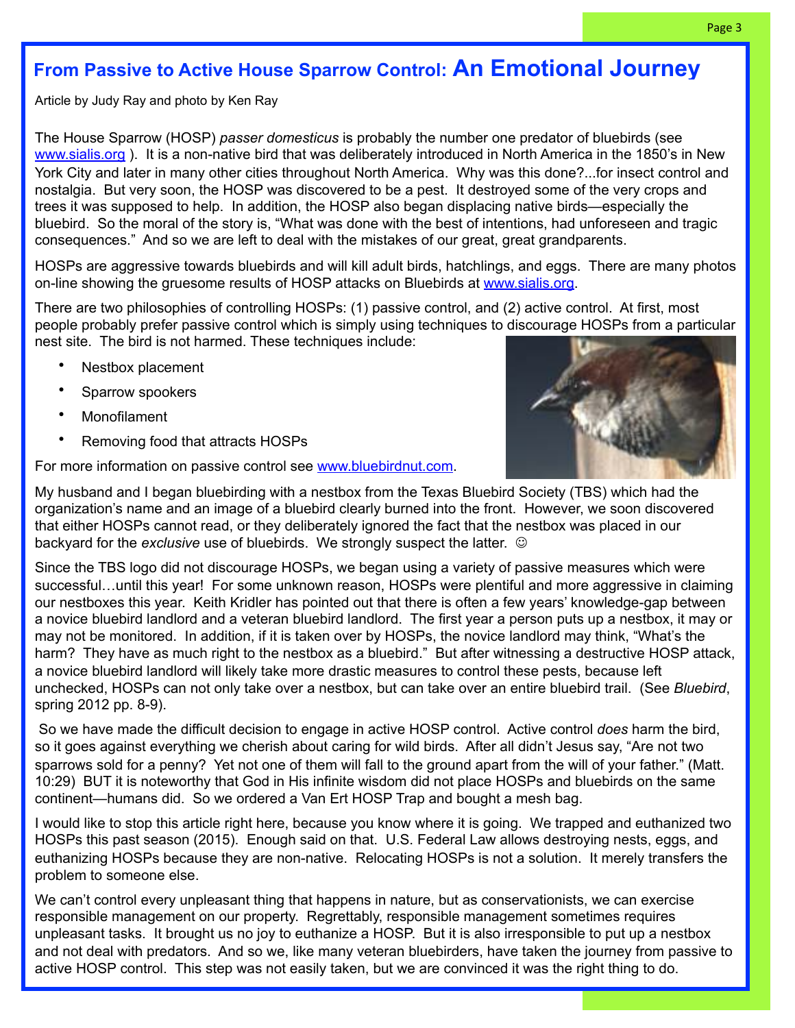## From Passive to Active House Sparrow Control: An Emotional Journey

Article by Judy Ray and photo by Ken Ray

The House Sparrow (HOSP) *passer domesticus* is probably the number one predator of bluebirds (see www.sialis.org ). It is a non-native bird that was deliberately introduced in North America in the 1850's in New York City and later in many other cities throughout North America. Why was this done?...for insect control and nostalgia. But very soon, the HOSP was discovered to be a pest. It destroyed some of the very crops and trees it was supposed to help. In addition, the HOSP also began displacing native birds—especially the bluebird. So the moral of the story is, "What was done with the best of intentions, had unforeseen and tragic consequences." And so we are left to deal with the mistakes of our great, great grandparents.

HOSPs are aggressive towards bluebirds and will kill adult birds, hatchlings, and eggs. There are many photos on-line showing the gruesome results of HOSP attacks on Bluebirds at www.sialis.org.

There are two philosophies of controlling HOSPs: (1) passive control, and (2) active control. At first, most people probably prefer passive control which is simply using techniques to discourage HOSPs from a particular nest site. The bird is not harmed. These techniques include:

- Nestbox placement
- Sparrow spookers
- Monofilament
- Removing food that attracts HOSPs

For more information on passive control see www.bluebirdnut.com.

My husband and I began bluebirding with a nestbox from the Texas Bluebird Society (TBS) which had the organization's name and an image of a bluebird clearly burned into the front. However, we soon discovered that either HOSPs cannot read, or they deliberately ignored the fact that the nestbox was placed in our backyard for the *exclusive* use of bluebirds. We strongly suspect the latter. ☺

Since the TBS logo did not discourage HOSPs, we began using a variety of passive measures which were successful…until this year! For some unknown reason, HOSPs were plentiful and more aggressive in claiming our nestboxes this year. Keith Kridler has pointed out that there is often a few years' knowledge-gap between a novice bluebird landlord and a veteran bluebird landlord. The first year a person puts up a nestbox, it may or may not be monitored. In addition, if it is taken over by HOSPs, the novice landlord may think, "What's the harm? They have as much right to the nestbox as a bluebird." But after witnessing a destructive HOSP attack, a novice bluebird landlord will likely take more drastic measures to control these pests, because left unchecked, HOSPs can not only take over a nestbox, but can take over an entire bluebird trail. (See *Bluebird*, spring 2012 pp. 8-9).

So we have made the difficult decision to engage in active HOSP control. Active control *does* harm the bird, so it goes against everything we cherish about caring for wild birds. After all didn't Jesus say, "Are not two sparrows sold for a penny? Yet not one of them will fall to the ground apart from the will of your father." (Matt. 10:29) BUT it is noteworthy that God in His infinite wisdom did not place HOSPs and bluebirds on the same continent—humans did. So we ordered a Van Ert HOSP Trap and bought a mesh bag.

I would like to stop this article right here, because you know where it is going. We trapped and euthanized two HOSPs this past season (2015). Enough said on that. U.S. Federal Law allows destroying nests, eggs, and euthanizing HOSPs because they are non-native. Relocating HOSPs is not a solution. It merely transfers the problem to someone else.

We can't control every unpleasant thing that happens in nature, but as conservationists, we can exercise responsible management on our property. Regrettably, responsible management sometimes requires unpleasant tasks. It brought us no joy to euthanize a HOSP. But it is also irresponsible to put up a nestbox and not deal with predators. And so we, like many veteran bluebirders, have taken the journey from passive to active HOSP control. This step was not easily taken, but we are convinced it was the right thing to do.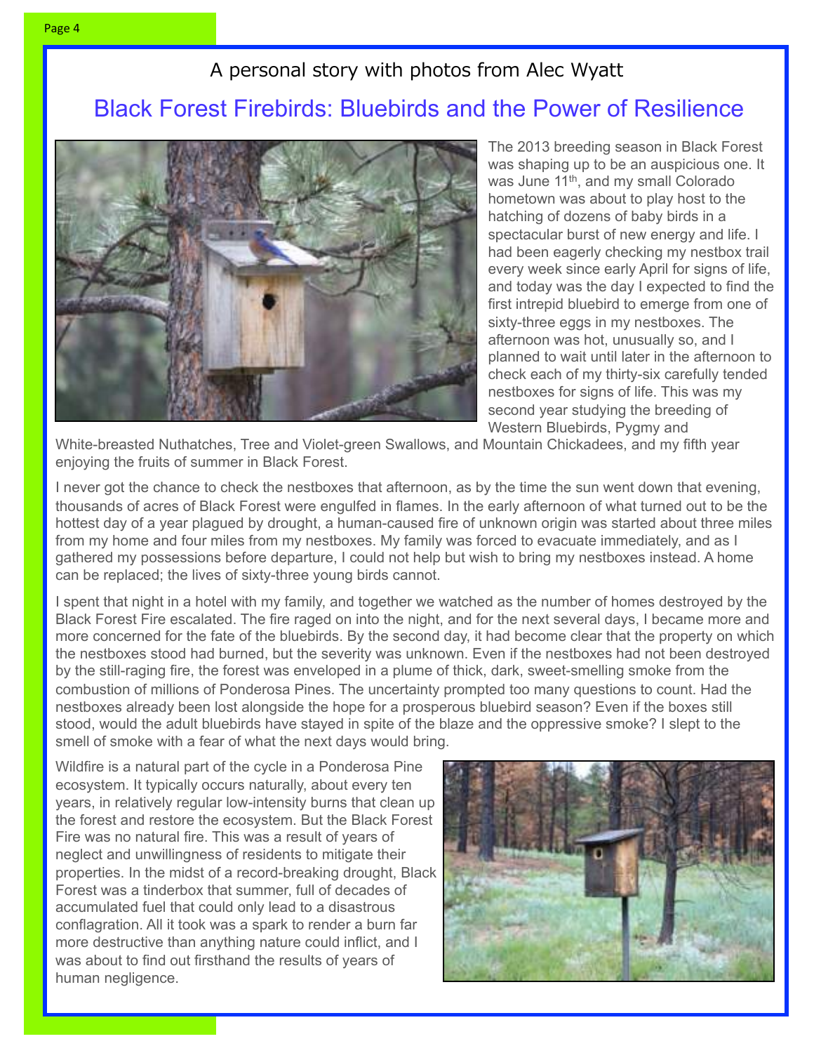A personal story with photos from Alec Wyatt

## Black Forest Firebirds: Bluebirds and the Power of Resilience

The 2013 breeding season in Black Forest was shaping up to be an auspicious one. It was June 11th, and my small Colorado hometown was about to play host to the hatching of dozens of baby birds in a spectacular burst of new energy and life. I had been eagerly checking my nestbox trail every week since early April for signs of life, and today was the day I expected to find the first intrepid bluebird to emerge from one of sixty-three eggs in my nestboxes. The afternoon was hot, unusually so, and I planned to wait until later in the afternoon to check each of my thirty-six carefully tended nestboxes for signs of life. This was my second year studying the breeding of Western Bluebirds, Pygmy and White-breasted Nuthatches, Tree and Violet-green Swallows, and Mountain Chickadees, and my fifth year enjoying the fruits of summer in Black Forest.

I never got the chance to check the nestboxes that afternoon, as by the time the sun went down that evening, thousands of acres of Black Forest were engulfed in flames. In the early afternoon of what turned out to be the hottest day of a year plagued by drought, a human-caused fire of unknown origin was started about three miles from my home and four miles from my nestboxes. My family was forced to evacuate immediately, and as I gathered my possessions before departure, I could not help but wish to bring my nestboxes instead. A home can be replaced; the lives of sixty-three young birds cannot.

I spent that night in a hotel with my family, and together we watched as the number of homes destroyed by the Black Forest Fire escalated. The fire raged on into the night, and for the next several days, I became more and more concerned for the fate of the bluebirds. By the second day, it had become clear that the property on which the nestboxes stood had burned, but the severity was unknown. Even if the nestboxes had not been destroyed by the still-raging fire, the forest was enveloped in a plume of thick, dark, sweet-smelling smoke from the combustion of millions of Ponderosa Pines. The uncertainty prompted too many questions to count. Had the nestboxes already been lost alongside the hope for a prosperous bluebird season? Even if the boxes still stood, would the adult bluebirds have stayed in spite of the blaze and the oppressive smoke? I slept to the smell of smoke with a fear of what the next days would bring.

Wildfire is a natural part of the cycle in a Ponderosa Pine ecosystem. It typically occurs naturally, about every ten years, in relatively regular low-intensity burns that clean up the forest and restore the ecosystem. But the Black Forest Fire was no natural fire. This was a result of years of neglect and unwillingness of residents to mitigate their properties. In the midst of a record-breaking drought, Black Forest was a tinderbox that summer, full of decades of accumulated fuel that could only lead to a disastrous conflagration. All it took was a spark to render a burn far more destructive than anything nature could inflict, and I was about to find out firsthand the results of years of human negligence.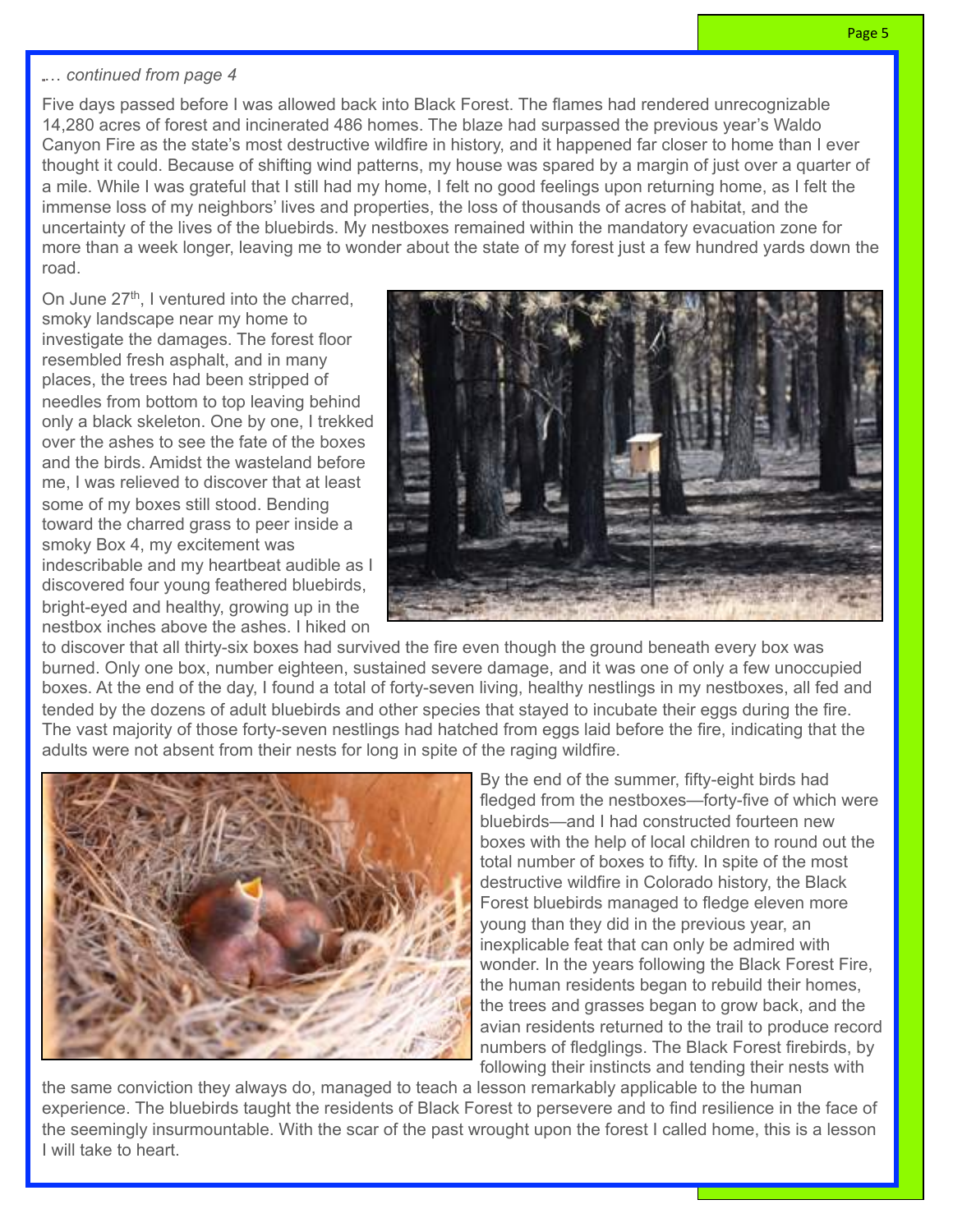*... continued from page 4*

Five days passed before I was allowed back into Black Forest. The flames had rendered unrecognizable 14,280 acres of forest and incinerated 486 homes. The blaze had surpassed the previous year's Waldo Canyon Fire as the state's most destructive wildfire in history, and it happened far closer to home than I ever thought it could. Because of shifting wind patterns, my house was spared by a margin of just over a quarter of a mile. While I was grateful that I still had my home, I felt no good feelings upon returning home, as I felt the immense loss of my neighbors' lives and properties, the loss of thousands of acres of habitat, and the uncertainty of the lives of the bluebirds. My nestboxes remained within the mandatory evacuation zone for more than a week longer, leaving me to wonder about the state of my forest just a few hundred yards down the road.

On June 27th, I ventured into the charred, smoky landscape near my home to investigate the damages. The forest floor resembled fresh asphalt, and in many places, the trees had been stripped of needles from bottom to top leaving behind only a black skeleton. One by one, I trekked over the ashes to see the fate of the boxes and the birds. Amidst the wasteland before me, I was relieved to discover that at least some of my boxes still stood. Bending toward the charred grass to peer inside a smoky Box 4, my excitement was indescribable and my heartbeat audible as I discovered four young feathered bluebirds, bright-eyed and healthy, growing up in the nestbox inches above the ashes. I hiked on to discover that all thirty-six boxes had survived the fire even though the ground beneath every box was burned. Only one box, number eighteen, sustained severe damage, and it was one of only a few unoccupied boxes. At the end of the day, I found a total of forty-seven living, healthy nestlings in my nestboxes, all fed and tended by the dozens of adult bluebirds and other species that stayed to incubate their eggs during the fire. The vast majority of those forty-seven nestlings had hatched from eggs laid before the fire, indicating that the adults were not absent from their nests for long in spite of the raging wildfire.

By the end of the summer, fifty-eight birds had fledged from the nestboxes—forty-five of which were bluebirds—and I had constructed fourteen new boxes with the help of local children to round out the total number of boxes to fifty. In spite of the most destructive wildfire in Colorado history, the Black Forest bluebirds managed to fledge eleven more young than they did in the previous year, an inexplicable feat that can only be admired with wonder. In the years following the Black Forest Fire, the human residents began to rebuild their homes, the trees and grasses began to grow back, and the avian residents returned to the trail to produce record numbers of fledglings. The Black Forest firebirds, by following their instincts and tending their nests with the same conviction they always do, managed to teach a lesson remarkably applicable to the human experience. The bluebirds taught the residents of Black Forest to persevere and to find resilience in the face of the seemingly insurmountable. With the scar of the past wrought upon the forest I called home, this is a lesson I will take to heart.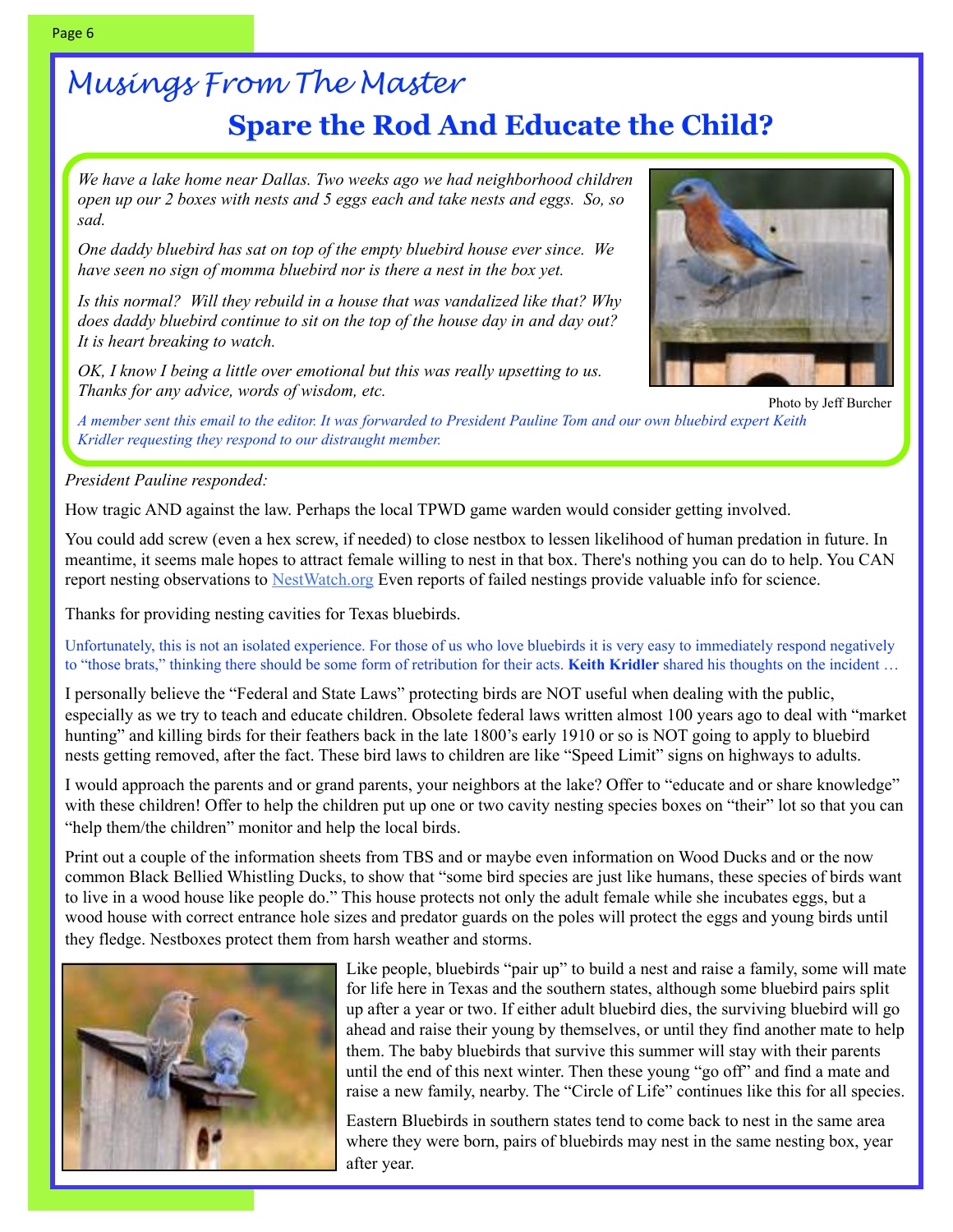# Musings From The Master

## Spare the Rod And Educate the Child?

*We have a lake home near Dallas. Two weeks ago we had neighborhood children open up our 2 boxes with nests and 5 eggs each and take nests and eggs. So, so sad.*

*One daddy bluebird has sat on top of the empty bluebird house ever since. We have seen no sign of momma bluebird nor is there a nest in the box yet.*

*Is this normal? Will they rebuild in a house that was vandalized like that? Why does daddy bluebird continue to sit on the top of the house day in and day out? It is heart breaking to watch.*

*OK, I know I being a little over emotional but this was really upsetting to us. Thanks for any advice, words of wisdom, etc.*

Photo by Jeff Burcher

*A member sent this email to the editor. It was forwarded to President Pauline Tom and our own bluebird expert Keith Kridler requesting they respond to our distraught member.*

*President Pauline responded:*

How tragic AND against the law. Perhaps the local TPWD game warden would consider getting involved.

You could add screw (even a hex screw, if needed) to close nestbox to lessen likelihood of human predation in future. In meantime, it seems male hopes to attract female willing to nest in that box. There's nothing you can do to help. You CAN report nesting observations to NestWatch.org Even reports of failed nestings provide valuable info for science.

Thanks for providing nesting cavities for Texas bluebirds.

Unfortunately, this is not an isolated experience. For those of us who love bluebirds it is very easy to immediately respond negatively to "those brats," thinking there should be some form of retribution for their acts. **Keith Kridler** shared his thoughts on the incident …

I personally believe the "Federal and State Laws" protecting birds are NOT useful when dealing with the public, especially as we try to teach and educate children. Obsolete federal laws written almost 100 years ago to deal with "market hunting" and killing birds for their feathers back in the late 1800's early 1910 or so is NOT going to apply to bluebird nests getting removed, after the fact. These bird laws to children are like "Speed Limit" signs on highways to adults.

I would approach the parents and or grand parents, your neighbors at the lake? Offer to "educate and or share knowledge" with these children! Offer to help the children put up one or two cavity nesting species boxes on "their" lot so that you can "help them/the children" monitor and help the local birds.

Print out a couple of the information sheets from TBS and or maybe even information on Wood Ducks and or the now common Black Bellied Whistling Ducks, to show that "some bird species are just like humans, these species of birds want to live in a wood house like people do." This house protects not only the adult female while she incubates eggs, but a wood house with correct entrance hole sizes and predator guards on the poles will protect the eggs and young birds until they fledge. Nestboxes protect them from harsh weather and storms.

Like people, bluebirds "pair up" to build a nest and raise a family, some will mate for life here in Texas and the southern states, although some bluebird pairs split up after a year or two. If either adult bluebird dies, the surviving bluebird will go ahead and raise their young by themselves, or until they find another mate to help them. The baby bluebirds that survive this summer will stay with their parents until the end of this next winter. Then these young "go off" and find a mate and raise a new family, nearby. The "Circle of Life" continues like this for all species.

Eastern Bluebirds in southern states tend to come back to nest in the same area where they were born, pairs of bluebirds may nest in the same nesting box, year after year.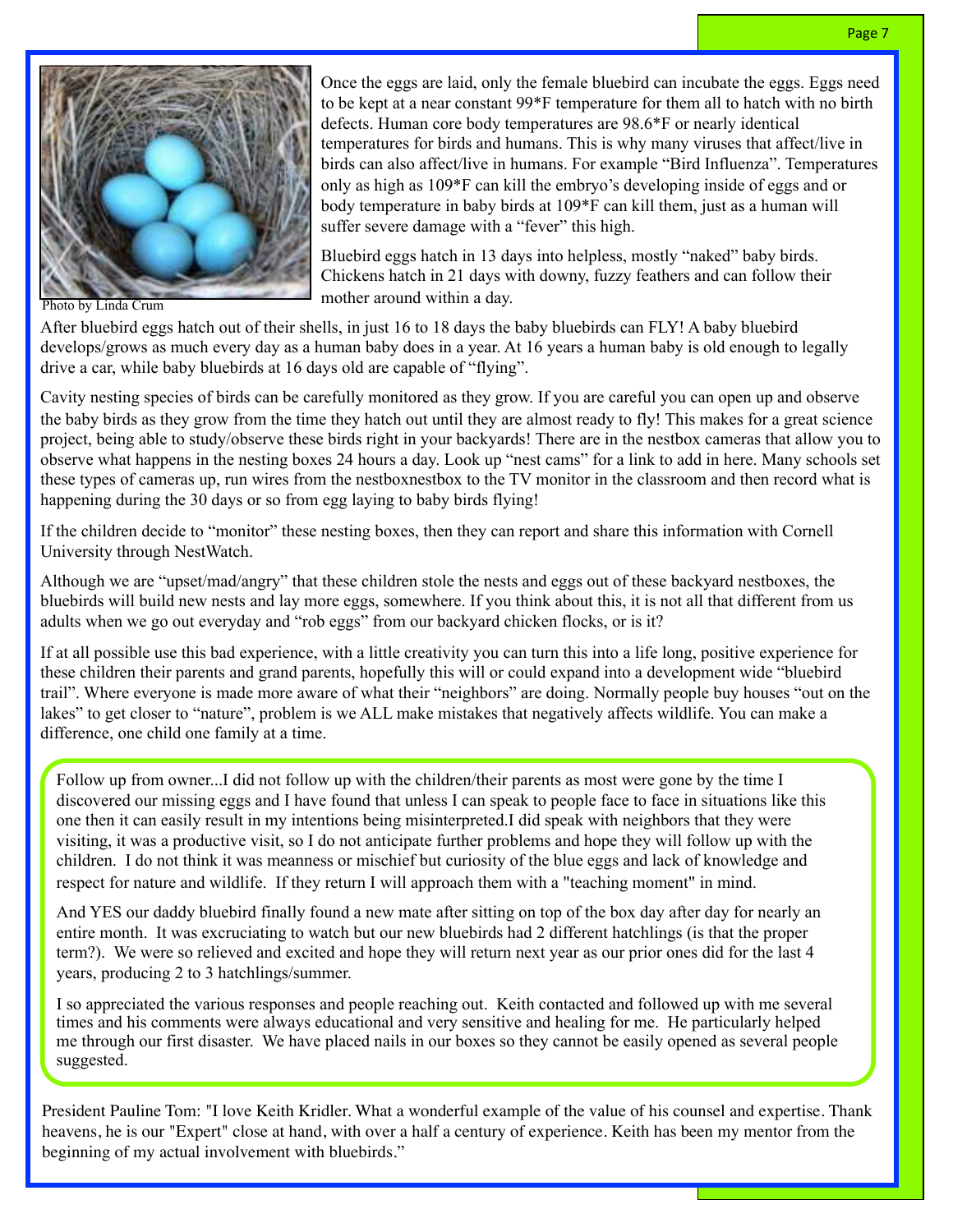Once the eggs are laid, only the female bluebird can incubate the eggs. Eggs need to be kept at a near constant 99*F temperature for them all to hatch with no birth defects. Human core body temperatures are 98.6*F or nearly identical temperatures for birds and humans. This is why many viruses that affect/live in birds can also affect/live in humans. For example "Bird Influenza". Temperatures only as high as 109*F can kill the embryo's developing inside of eggs and or body temperature in baby birds at 109*F can kill them, just as a human will suffer severe damage with a "fever" this high.

Bluebird eggs hatch in 13 days into helpless, mostly "naked" baby birds. Chickens hatch in 21 days with downy, fuzzy feathers and can follow their mother around within a day.

Photo by Linda Crum

After bluebird eggs hatch out of their shells, in just 16 to 18 days the baby bluebirds can FLY! A baby bluebird develops/grows as much every day as a human baby does in a year. At 16 years a human baby is old enough to legally drive a car, while baby bluebirds at 16 days old are capable of "flying".

Cavity nesting species of birds can be carefully monitored as they grow. If you are careful you can open up and observe the baby birds as they grow from the time they hatch out until they are almost ready to fly! This makes for a great science project, being able to study/observe these birds right in your backyards! There are in the nestbox cameras that allow you to observe what happens in the nesting boxes 24 hours a day. Look up "nest cams" for a link to add in here. Many schools set these types of cameras up, run wires from the nestboxnestbox to the TV monitor in the classroom and then record what is happening during the 30 days or so from egg laying to baby birds flying!

If the children decide to "monitor" these nesting boxes, then they can report and share this information with Cornell University through NestWatch.

Although we are "upset/mad/angry" that these children stole the nests and eggs out of these backyard nestboxes, the bluebirds will build new nests and lay more eggs, somewhere. If you think about this, it is not all that different from us adults when we go out everyday and "rob eggs" from our backyard chicken flocks, or is it?

If at all possible use this bad experience, with a little creativity you can turn this into a life long, positive experience for these children their parents and grand parents, hopefully this will or could expand into a development wide "bluebird trail". Where everyone is made more aware of what their "neighbors" are doing. Normally people buy houses "out on the lakes" to get closer to "nature", problem is we ALL make mistakes that negatively affects wildlife. You can make a difference, one child one family at a time.

Follow up from owner...I did not follow up with the children/their parents as most were gone by the time I discovered our missing eggs and I have found that unless I can speak to people face to face in situations like this one then it can easily result in my intentions being misinterpreted.I did speak with neighbors that they were visiting, it was a productive visit, so I do not anticipate further problems and hope they will follow up with the children. I do not think it was meanness or mischief but curiosity of the blue eggs and lack of knowledge and respect for nature and wildlife. If they return I will approach them with a "teaching moment" in mind.

And YES our daddy bluebird finally found a new mate after sitting on top of the box day after day for nearly an entire month. It was excruciating to watch but our new bluebirds had 2 different hatchlings (is that the proper term?). We were so relieved and excited and hope they will return next year as our prior ones did for the last 4 years, producing 2 to 3 hatchlings/summer.

I so appreciated the various responses and people reaching out. Keith contacted and followed up with me several times and his comments were always educational and very sensitive and healing for me. He particularly helped me through our first disaster. We have placed nails in our boxes so they cannot be easily opened as several people suggested.

President Pauline Tom: "I love Keith Kridler. What a wonderful example of the value of his counsel and expertise. Thank heavens, he is our "Expert" close at hand, with over a half a century of experience. Keith has been my mentor from the beginning of my actual involvement with bluebirds."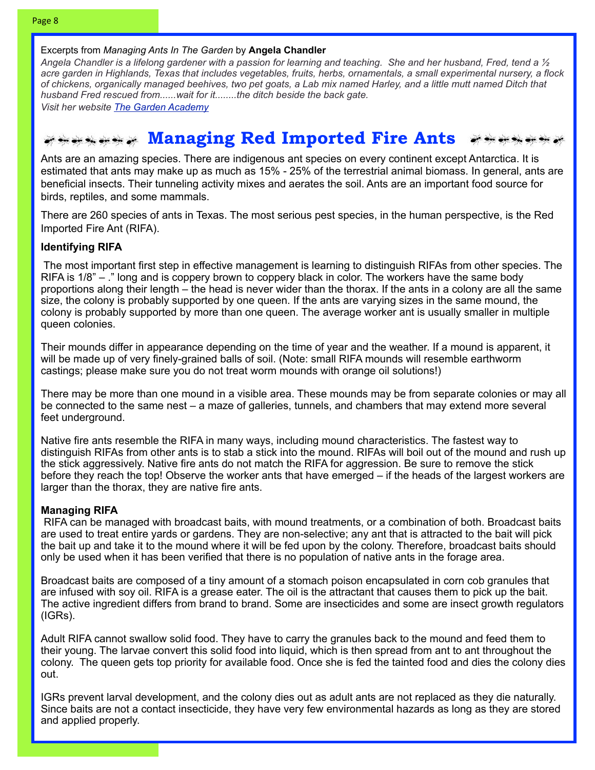Excerpts from *Managing Ants In The Garden* by **Angela Chandler**

*Angela Chandler is a lifelong gardener with a passion for learning and teaching. She and her husband, Fred, tend a ½ acre garden in Highlands, Texas that includes vegetables, fruits, herbs, ornamentals, a small experimental nursery, a flock of chickens, organically managed beehives, two pet goats, a Lab mix named Harley, and a little mutt named Ditch that husband Fred rescued from......wait for it........the ditch beside the back gate.*

*Visit her website [The Garden Academy](#)*

# Managing Red Imported Fire Ants

Ants are an amazing species. There are indigenous ant species on every continent except Antarctica. It is estimated that ants may make up as much as 15% - 25% of the terrestrial animal biomass. In general, ants are beneficial insects. Their tunneling activity mixes and aerates the soil. Ants are an important food source for birds, reptiles, and some mammals.

There are 260 species of ants in Texas. The most serious pest species, in the human perspective, is the Red Imported Fire Ant (RIFA).

**Identifying RIFA**

The most important first step in effective management is learning to distinguish RIFAs from other species. The RIFA is 1/8" – ." long and is coppery brown to coppery black in color. The workers have the same body proportions along their length – the head is never wider than the thorax. If the ants in a colony are all the same size, the colony is probably supported by one queen. If the ants are varying sizes in the same mound, the colony is probably supported by more than one queen. The average worker ant is usually smaller in multiple queen colonies.

Their mounds differ in appearance depending on the time of year and the weather. If a mound is apparent, it will be made up of very finely-grained balls of soil. (Note: small RIFA mounds will resemble earthworm castings; please make sure you do not treat worm mounds with orange oil solutions!)

There may be more than one mound in a visible area. These mounds may be from separate colonies or may all be connected to the same nest – a maze of galleries, tunnels, and chambers that may extend more several feet underground.

Native fire ants resemble the RIFA in many ways, including mound characteristics. The fastest way to distinguish RIFAs from other ants is to stab a stick into the mound. RIFAs will boil out of the mound and rush up the stick aggressively. Native fire ants do not match the RIFA for aggression. Be sure to remove the stick before they reach the top! Observe the worker ants that have emerged – if the heads of the largest workers are larger than the thorax, they are native fire ants.

**Managing RIFA**

RIFA can be managed with broadcast baits, with mound treatments, or a combination of both. Broadcast baits are used to treat entire yards or gardens. They are non-selective; any ant that is attracted to the bait will pick the bait up and take it to the mound where it will be fed upon by the colony. Therefore, broadcast baits should only be used when it has been verified that there is no population of native ants in the forage area.

Broadcast baits are composed of a tiny amount of a stomach poison encapsulated in corn cob granules that are infused with soy oil. RIFA is a grease eater. The oil is the attractant that causes them to pick up the bait. The active ingredient differs from brand to brand. Some are insecticides and some are insect growth regulators (IGRs).

Adult RIFA cannot swallow solid food. They have to carry the granules back to the mound and feed them to their young. The larvae convert this solid food into liquid, which is then spread from ant to ant throughout the colony. The queen gets top priority for available food. Once she is fed the tainted food and dies the colony dies out.

IGRs prevent larval development, and the colony dies out as adult ants are not replaced as they die naturally. Since baits are not a contact insecticide, they have very few environmental hazards as long as they are stored and applied properly.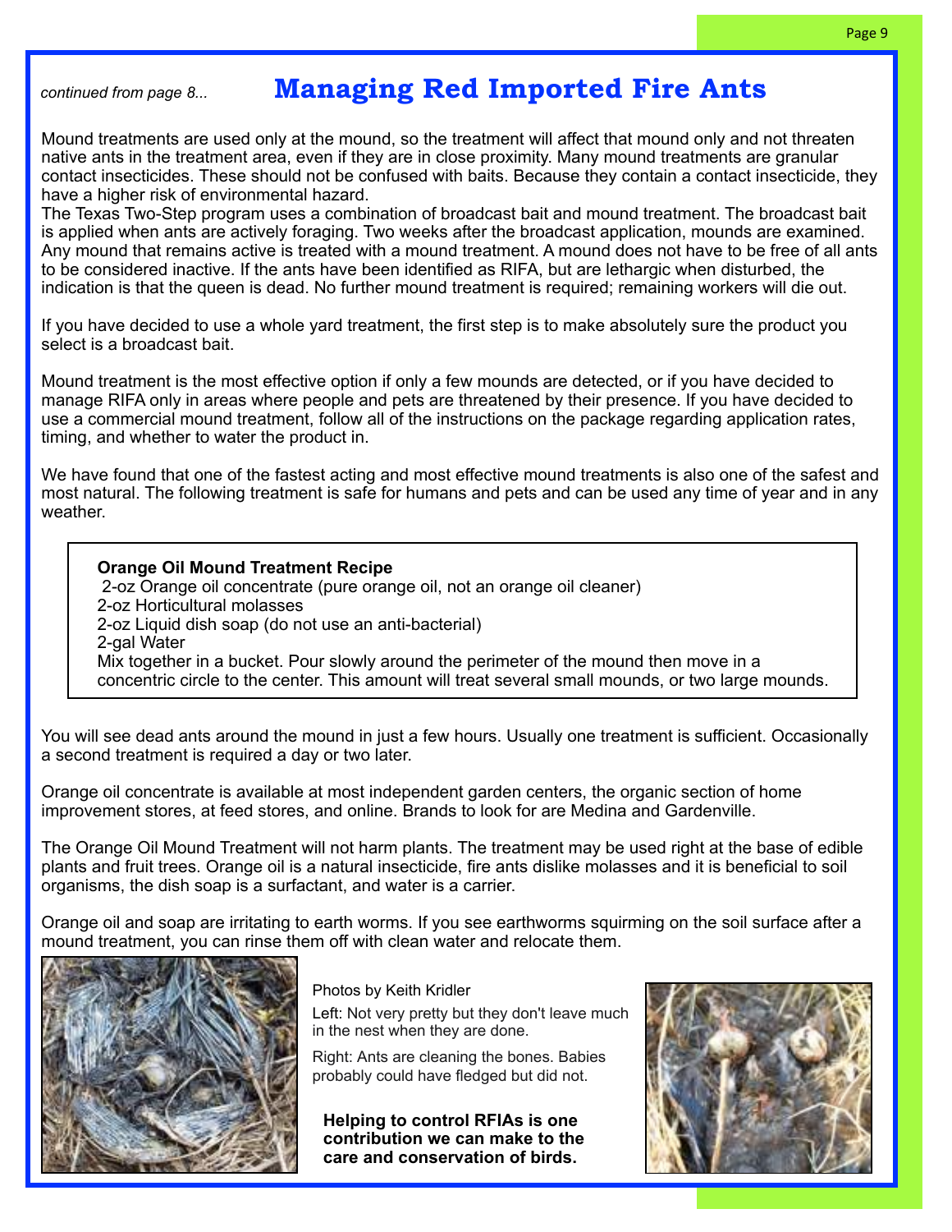*continued from page 8...*

# Managing Red Imported Fire Ants

Mound treatments are used only at the mound, so the treatment will affect that mound only and not threaten native ants in the treatment area, even if they are in close proximity. Many mound treatments are granular contact insecticides. These should not be confused with baits. Because they contain a contact insecticide, they have a higher risk of environmental hazard.

The Texas Two-Step program uses a combination of broadcast bait and mound treatment. The broadcast bait is applied when ants are actively foraging. Two weeks after the broadcast application, mounds are examined. Any mound that remains active is treated with a mound treatment. A mound does not have to be free of all ants to be considered inactive. If the ants have been identified as RIFA, but are lethargic when disturbed, the indication is that the queen is dead. No further mound treatment is required; remaining workers will die out.

If you have decided to use a whole yard treatment, the first step is to make absolutely sure the product you select is a broadcast bait.

Mound treatment is the most effective option if only a few mounds are detected, or if you have decided to manage RIFA only in areas where people and pets are threatened by their presence. If you have decided to use a commercial mound treatment, follow all of the instructions on the package regarding application rates, timing, and whether to water the product in.

We have found that one of the fastest acting and most effective mound treatments is also one of the safest and most natural. The following treatment is safe for humans and pets and can be used any time of year and in any weather.

**Orange Oil Mound Treatment Recipe**

2-oz Orange oil concentrate (pure orange oil, not an orange oil cleaner)
2-oz Horticultural molasses
2-oz Liquid dish soap (do not use an anti-bacterial)
2-gal Water
Mix together in a bucket. Pour slowly around the perimeter of the mound then move in a concentric circle to the center. This amount will treat several small mounds, or two large mounds.

You will see dead ants around the mound in just a few hours. Usually one treatment is sufficient. Occasionally a second treatment is required a day or two later.

Orange oil concentrate is available at most independent garden centers, the organic section of home improvement stores, at feed stores, and online. Brands to look for are Medina and Gardenville.

The Orange Oil Mound Treatment will not harm plants. The treatment may be used right at the base of edible plants and fruit trees. Orange oil is a natural insecticide, fire ants dislike molasses and it is beneficial to soil organisms, the dish soap is a surfactant, and water is a carrier.

Orange oil and soap are irritating to earth worms. If you see earthworms squirming on the soil surface after a mound treatment, you can rinse them off with clean water and relocate them.

Photos by Keith Kridler

Left: Not very pretty but they don't leave much in the nest when they are done.

Right: Ants are cleaning the bones. Babies probably could have fledged but did not.

**Helping to control RFIAs is one contribution we can make to the care and conservation of birds.**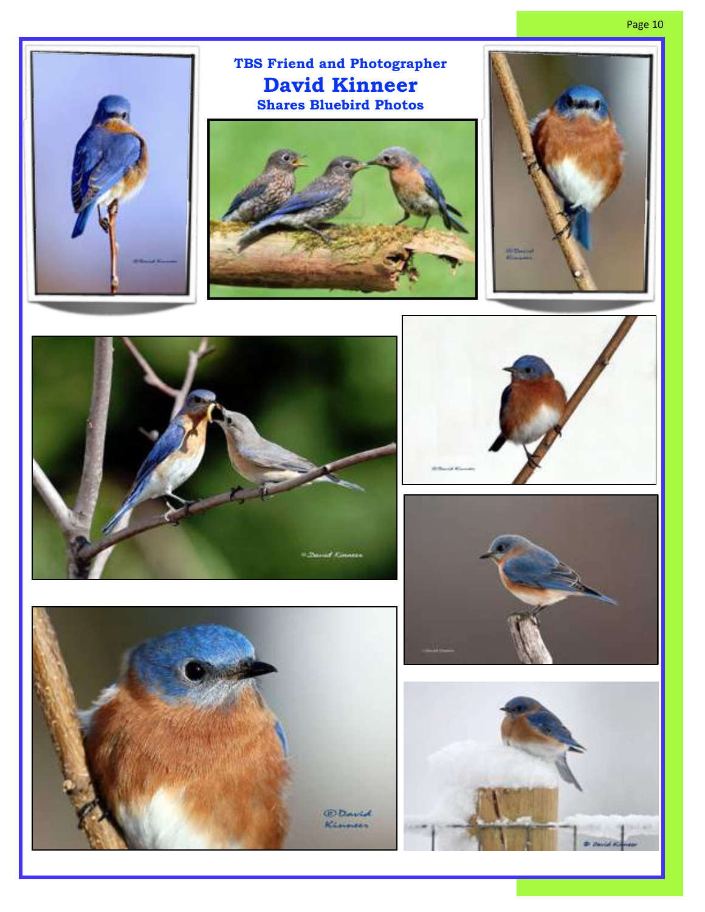## TBS Friend and Photographer

# David Kinneer

### Shares Bluebird Photos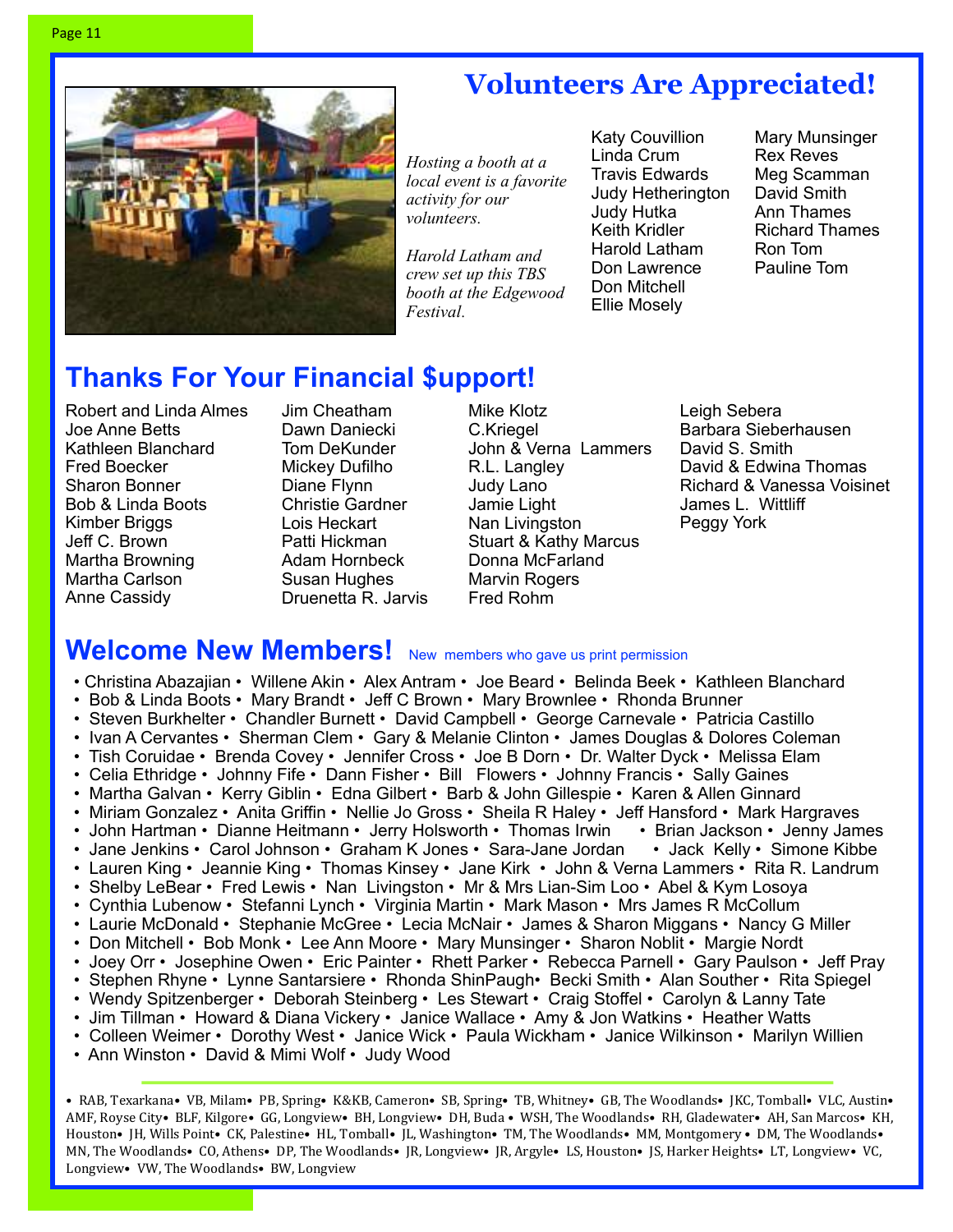## Volunteers Are Appreciated!

*Hosting a booth at a local event is a favorite activity for our volunteers.*

*Harold Latham and crew set up this TBS booth at the Edgewood Festival.*

Katy Couvillion
Linda Crum
Travis Edwards
Judy Hetherington
Judy Hutka
Keith Kridler
Harold Latham
Don Lawrence
Don Mitchell
Ellie Mosely
Mary Munsinger
Rex Reves
Meg Scamman
David Smith
Ann Thames
Richard Thames
Ron Tom
Pauline Tom

## Thanks For Your Financial $upport!

Robert and Linda Almes
Joe Anne Betts
Kathleen Blanchard
Fred Boecker
Sharon Bonner
Bob & Linda Boots
Kimber Briggs
Jeff C. Brown
Martha Browning
Martha Carlson
Anne Cassidy
Jim Cheatham
Dawn Daniecki
Tom DeKunder
Mickey Dufilho
Diane Flynn
Christie Gardner
Lois Heckart
Patti Hickman
Adam Hornbeck
Susan Hughes
Druenetta R. Jarvis
Mike Klotz
C.Kriegel
John & Verna Lammers
R.L. Langley
Judy Lano
Jamie Light
Nan Livingston
Stuart & Kathy Marcus
Donna McFarland
Marvin Rogers
Fred Rohm
Leigh Sebera
Barbara Sieberhausen
David S. Smith
David & Edwina Thomas
Richard & Vanessa Voisinet
James L. Wittliff
Peggy York

## Welcome New Members!

New members who gave us print permission

• Christina Abazajian • Willene Akin • Alex Antram • Joe Beard • Belinda Beek • Kathleen Blanchard
• Bob & Linda Boots • Mary Brandt • Jeff C Brown • Mary Brownlee • Rhonda Brunner
• Steven Burkhelter • Chandler Burnett • David Campbell • George Carnevale • Patricia Castillo
• Ivan A Cervantes • Sherman Clem • Gary & Melanie Clinton • James Douglas & Dolores Coleman
• Tish Coruidae • Brenda Covey • Jennifer Cross • Joe B Dorn • Dr. Walter Dyck • Melissa Elam
• Celia Ethridge • Johnny Fife • Dann Fisher • Bill Flowers • Johnny Francis • Sally Gaines
• Martha Galvan • Kerry Giblin • Edna Gilbert • Barb & John Gillespie • Karen & Allen Ginnard
• Miriam Gonzalez • Anita Griffin • Nellie Jo Gross • Sheila R Haley • Jeff Hansford • Mark Hargraves
• John Hartman • Dianne Heitmann • Jerry Holsworth • Thomas Irwin • Brian Jackson • Jenny James
• Jane Jenkins • Carol Johnson • Graham K Jones • Sara-Jane Jordan • Jack Kelly • Simone Kibbe
• Lauren King • Jeannie King • Thomas Kinsey • Jane Kirk • John & Verna Lammers • Rita R. Landrum
• Shelby LeBear • Fred Lewis • Nan Livingston • Mr & Mrs Lian-Sim Loo • Abel & Kym Losoya
• Cynthia Lubenow • Stefanni Lynch • Virginia Martin • Mark Mason • Mrs James R McCollum
• Laurie McDonald • Stephanie McGree • Lecia McNair • James & Sharon Miggans • Nancy G Miller
• Don Mitchell • Bob Monk • Lee Ann Moore • Mary Munsinger • Sharon Noblit • Margie Nordt
• Joey Orr • Josephine Owen • Eric Painter • Rhett Parker • Rebecca Parnell • Gary Paulson • Jeff Pray
• Stephen Rhyne • Lynne Santarsiere • Rhonda ShinPaugh• Becki Smith • Alan Souther • Rita Spiegel
• Wendy Spitzenberger • Deborah Steinberg • Les Stewart • Craig Stoffel • Carolyn & Lanny Tate
• Jim Tillman • Howard & Diana Vickery • Janice Wallace • Amy & Jon Watkins • Heather Watts
• Colleen Weimer • Dorothy West • Janice Wick • Paula Wickham • Janice Wilkinson • Marilyn Willien
• Ann Winston • David & Mimi Wolf • Judy Wood

---

• RAB, Texarkana• VB, Milam• PB, Spring• K&KB, Cameron• SB, Spring• TB, Whitney• GB, The Woodlands• JKC, Tomball• VLC, Austin• AMF, Royse City• BLF, Kilgore• GG, Longview• BH, Longview• DH, Buda • WSH, The Woodlands• RH, Gladewater• AH, San Marcos• KH, Houston• JH, Wills Point• CK, Palestine• HL, Tomball• JL, Washington• TM, The Woodlands• MM, Montgomery • DM, The Woodlands• MN, The Woodlands• CO, Athens• DP, The Woodlands• JR, Longview• JR, Argyle• LS, Houston• JS, Harker Heights• LT, Longview• VC, Longview• VW, The Woodlands• BW, Longview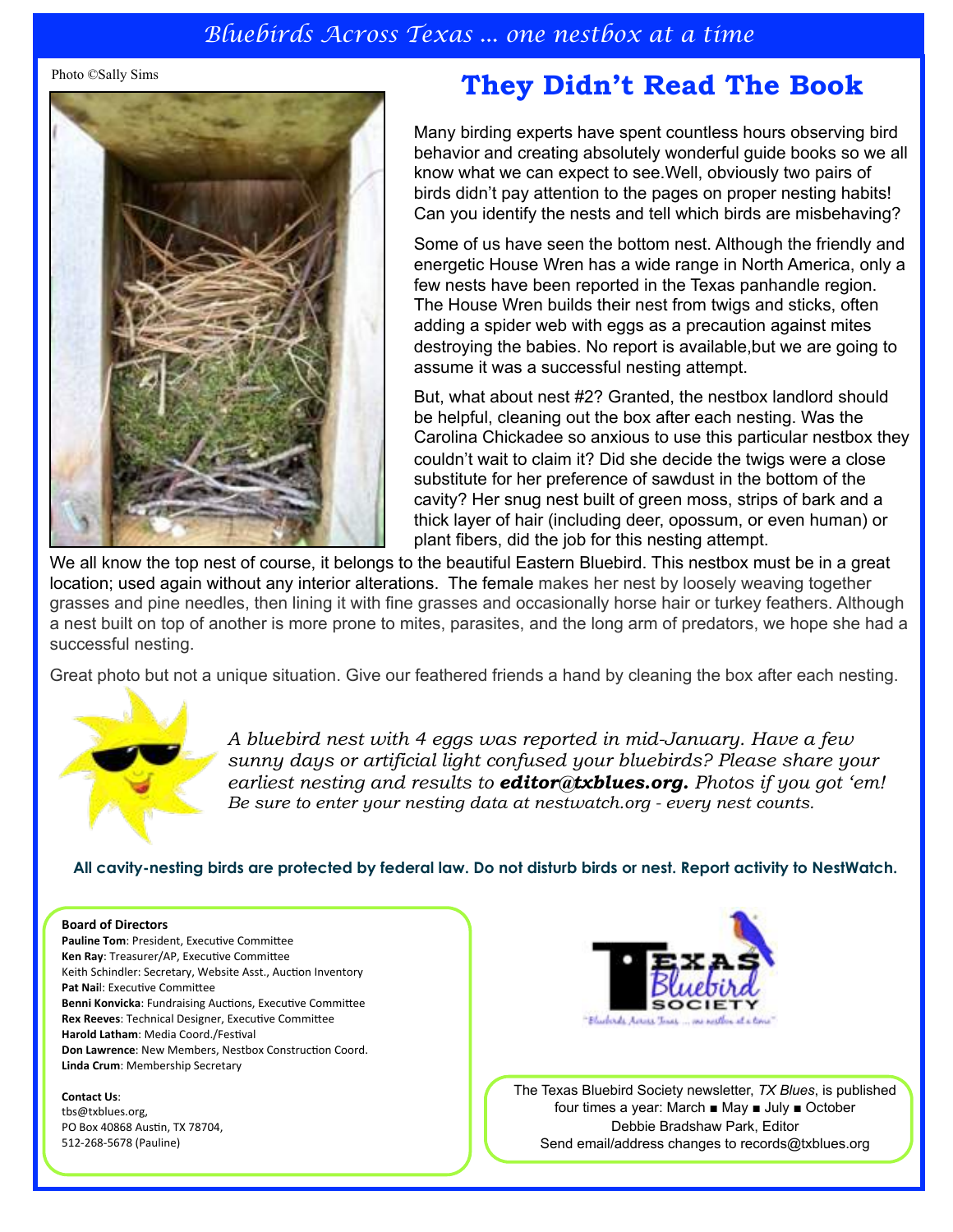*Bluebirds Across Texas ... one nestbox at a time*

Photo ©Sally Sims

# They Didn't Read The Book

Many birding experts have spent countless hours observing bird behavior and creating absolutely wonderful guide books so we all know what we can expect to see.Well, obviously two pairs of birds didn't pay attention to the pages on proper nesting habits! Can you identify the nests and tell which birds are misbehaving?

Some of us have seen the bottom nest. Although the friendly and energetic House Wren has a wide range in North America, only a few nests have been reported in the Texas panhandle region. The House Wren builds their nest from twigs and sticks, often adding a spider web with eggs as a precaution against mites destroying the babies. No report is available,but we are going to assume it was a successful nesting attempt.

But, what about nest #2? Granted, the nestbox landlord should be helpful, cleaning out the box after each nesting. Was the Carolina Chickadee so anxious to use this particular nestbox they couldn't wait to claim it? Did she decide the twigs were a close substitute for her preference of sawdust in the bottom of the cavity? Her snug nest built of green moss, strips of bark and a thick layer of hair (including deer, opossum, or even human) or plant fibers, did the job for this nesting attempt.

We all know the top nest of course, it belongs to the beautiful Eastern Bluebird. This nestbox must be in a great location; used again without any interior alterations. The female makes her nest by loosely weaving together grasses and pine needles, then lining it with fine grasses and occasionally horse hair or turkey feathers. Although a nest built on top of another is more prone to mites, parasites, and the long arm of predators, we hope she had a successful nesting.

Great photo but not a unique situation. Give our feathered friends a hand by cleaning the box after each nesting.

*A bluebird nest with 4 eggs was reported in mid-January. Have a few sunny days or artificial light confused your bluebirds? Please share your earliest nesting and results to **editor@txblues.org.** Photos if you got 'em! Be sure to enter your nesting data at nestwatch.org - every nest counts.*

**All cavity-nesting birds are protected by federal law. Do not disturb birds or nest. Report activity to NestWatch.**

**Board of Directors**
**Pauline Tom**: President, Executive Committee
**Ken Ray**: Treasurer/AP, Executive Committee
Keith Schindler: Secretary, Website Asst., Auction Inventory
**Pat Nail**: Executive Committee
**Benni Konvicka**: Fundraising Auctions, Executive Committee
**Rex Reeves**: Technical Designer, Executive Committee
**Harold Latham**: Media Coord./Festival
**Don Lawrence**: New Members, Nestbox Construction Coord.
**Linda Crum**: Membership Secretary

**Contact Us**:
tbs@txblues.org,
PO Box 40868 Austin, TX 78704,
512-268-5678 (Pauline)

TEXAS Bluebird SOCIETY
"Bluebirds Across Texas ... one nestbox at a time"

The Texas Bluebird Society newsletter, *TX Blues*, is published four times a year: March ■ May ■ July ■ October
Debbie Bradshaw Park, Editor
Send email/address changes to records@txblues.org